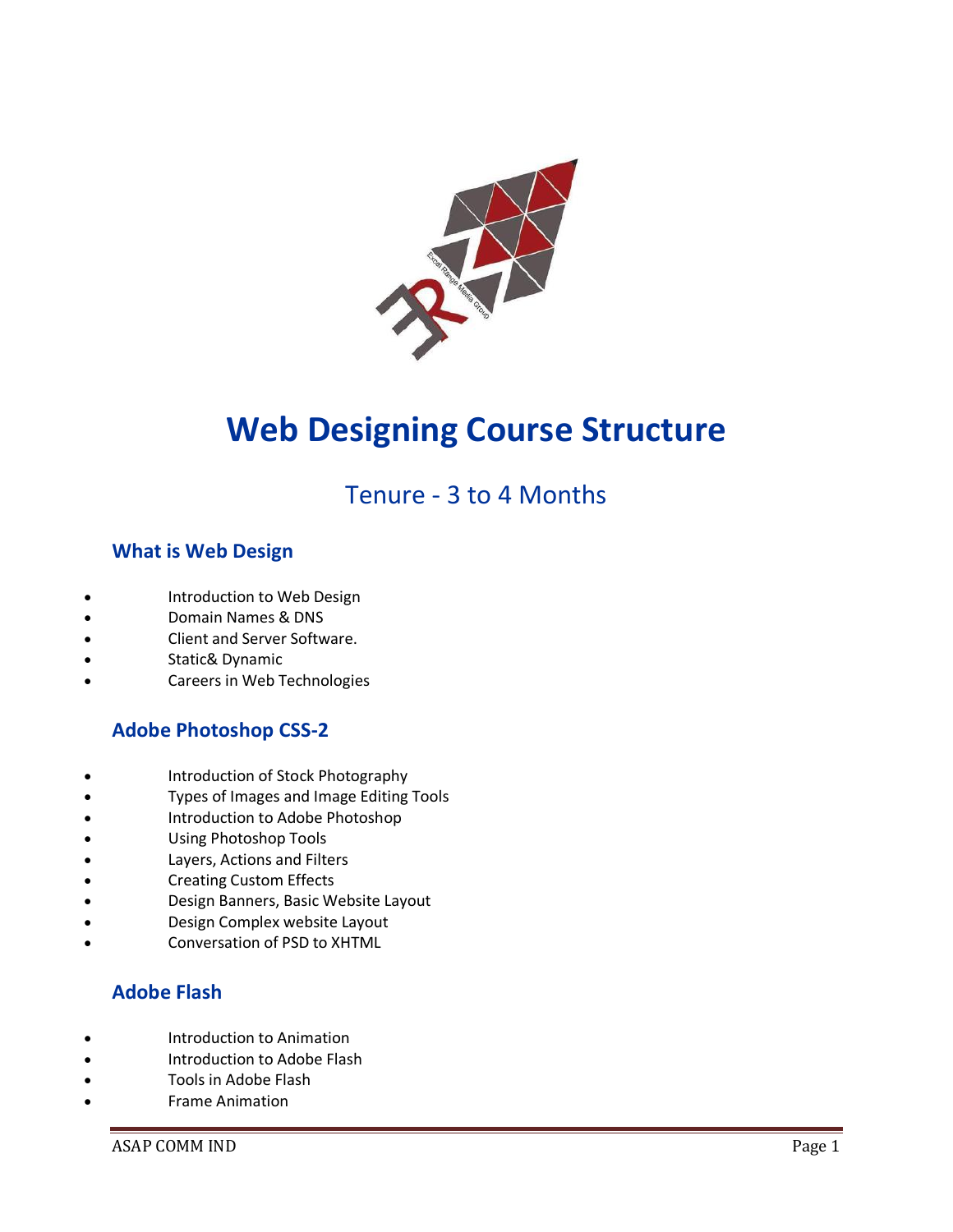# Web Designing Course Structure

## Tenure - 3 to 4 Months

### What is Web Design

- Introduction to Web Design
- Domain Names & DNS
- Client and Server Software.
- Static& Dynamic
- Careers in Web Technologies

### Adobe Photoshop CSS-2

- Introduction of Stock Photography
- Types of Images and Image Editing Tools
- Introduction to Adobe Photoshop
- Using Photoshop Tools
- Layers, Actions and Filters
- Creating Custom Effects
- Design Banners, Basic Website Layout
- Design Complex website Layout
- Conversation of PSD to XHTML

### Adobe Flash

- Introduction to Animation
- Introduction to Adobe Flash
- Tools in Adobe Flash
- Frame Animation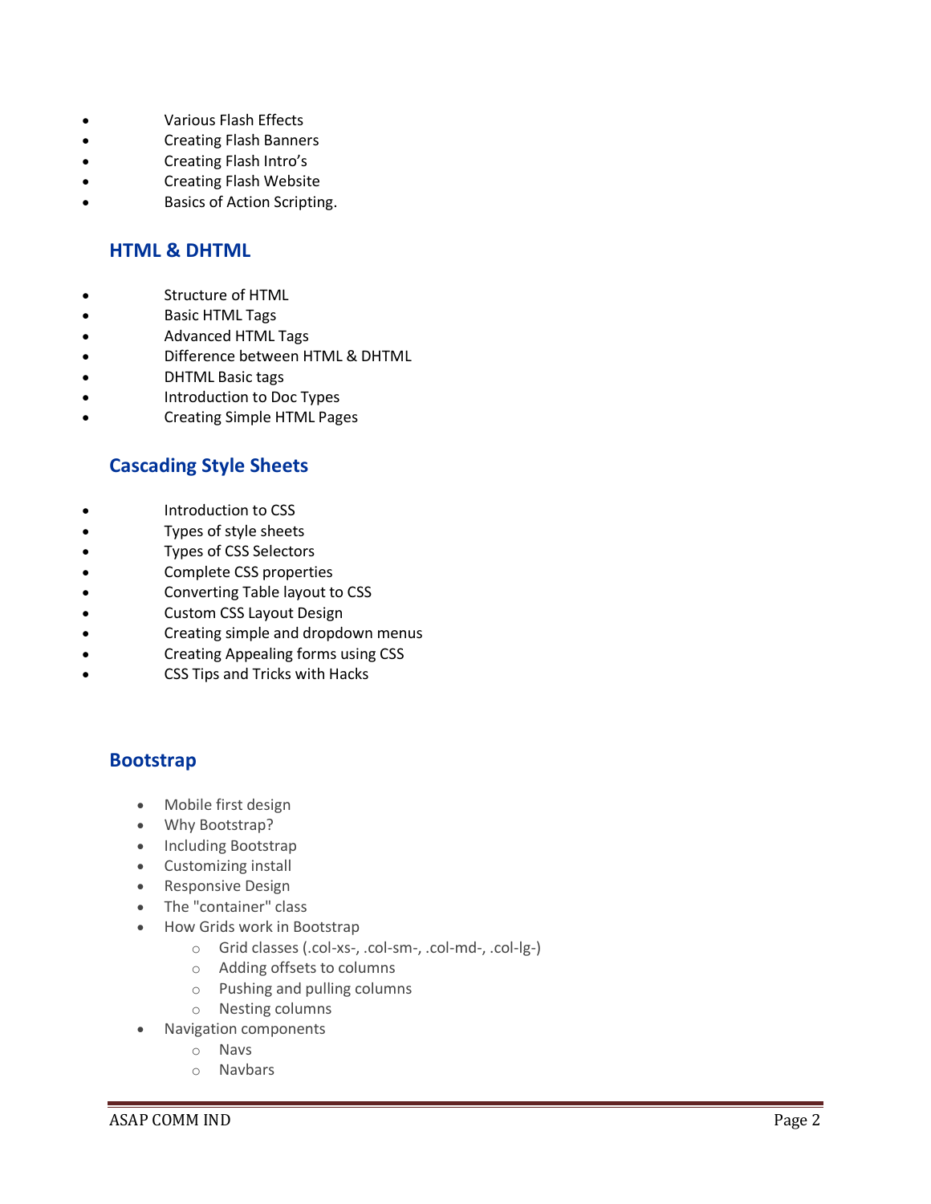- Various Flash Effects
- Creating Flash Banners
- Creating Flash Intro's
- Creating Flash Website
- Basics of Action Scripting.

## HTML & DHTML

- Structure of HTML
- Basic HTML Tags
- Advanced HTML Tags
- Difference between HTML & DHTML
- DHTML Basic tags
- Introduction to Doc Types
- Creating Simple HTML Pages

## Cascading Style Sheets

- Introduction to CSS
- Types of style sheets
- Types of CSS Selectors
- Complete CSS properties
- Converting Table layout to CSS
- Custom CSS Layout Design
- Creating simple and dropdown menus
- Creating Appealing forms using CSS
- CSS Tips and Tricks with Hacks

## Bootstrap

- Mobile first design
- Why Bootstrap?
- Including Bootstrap
- Customizing install
- Responsive Design
- The "container" class
- How Grids work in Bootstrap
  - Grid classes (.col-xs-, .col-sm-, .col-md-, .col-lg-)
  - Adding offsets to columns
  - Pushing and pulling columns
  - Nesting columns
- Navigation components
  - Navs
  - Navbars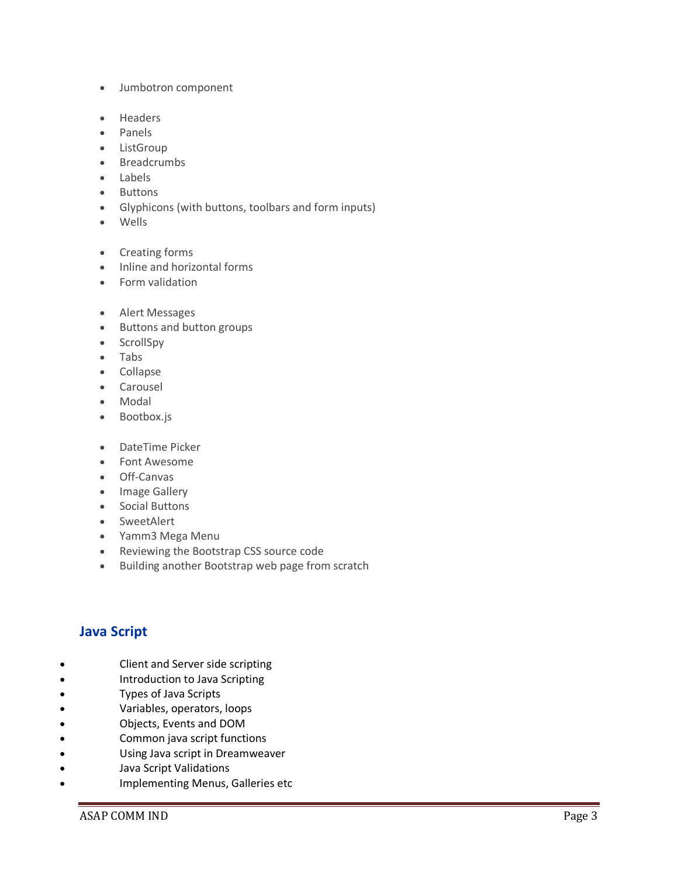- Jumbotron component

- Headers
- Panels
- ListGroup
- Breadcrumbs
- Labels
- Buttons
- Glyphicons (with buttons, toolbars and form inputs)
- Wells

- Creating forms
- Inline and horizontal forms
- Form validation

- Alert Messages
- Buttons and button groups
- ScrollSpy
- Tabs
- Collapse
- Carousel
- Modal
- Bootbox.js

- DateTime Picker
- Font Awesome
- Off-Canvas
- Image Gallery
- Social Buttons
- SweetAlert
- Yamm3 Mega Menu
- Reviewing the Bootstrap CSS source code
- Building another Bootstrap web page from scratch

## Java Script

- Client and Server side scripting
- Introduction to Java Scripting
- Types of Java Scripts
- Variables, operators, loops
- Objects, Events and DOM
- Common java script functions
- Using Java script in Dreamweaver
- Java Script Validations
- Implementing Menus, Galleries etc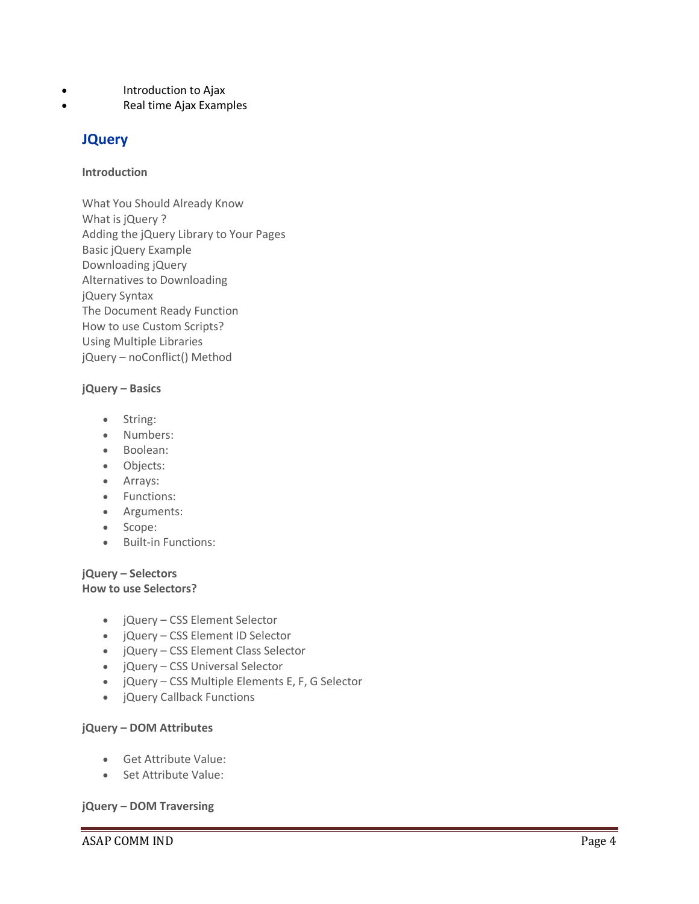- Introduction to Ajax
- Real time Ajax Examples

## JQuery

**Introduction**

What You Should Already Know
What is jQuery ?
Adding the jQuery Library to Your Pages
Basic jQuery Example
Downloading jQuery
Alternatives to Downloading
jQuery Syntax
The Document Ready Function
How to use Custom Scripts?
Using Multiple Libraries
jQuery – noConflict() Method

**jQuery – Basics**

- String:
- Numbers:
- Boolean:
- Objects:
- Arrays:
- Functions:
- Arguments:
- Scope:
- Built-in Functions:

**jQuery – Selectors**
**How to use Selectors?**

- jQuery – CSS Element Selector
- jQuery – CSS Element ID Selector
- jQuery – CSS Element Class Selector
- jQuery – CSS Universal Selector
- jQuery – CSS Multiple Elements E, F, G Selector
- jQuery Callback Functions

**jQuery – DOM Attributes**

- Get Attribute Value:
- Set Attribute Value:

**jQuery – DOM Traversing**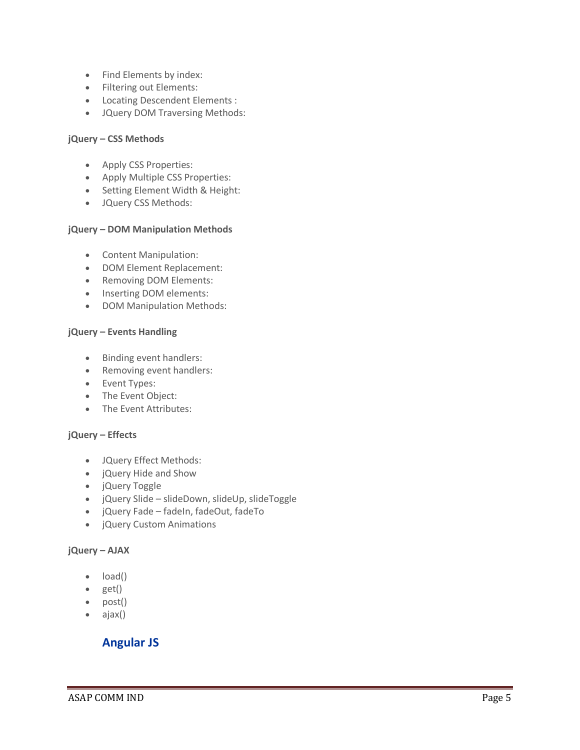- Find Elements by index:
- Filtering out Elements:
- Locating Descendent Elements :
- JQuery DOM Traversing Methods:

**jQuery – CSS Methods**

- Apply CSS Properties:
- Apply Multiple CSS Properties:
- Setting Element Width & Height:
- JQuery CSS Methods:

**jQuery – DOM Manipulation Methods**

- Content Manipulation:
- DOM Element Replacement:
- Removing DOM Elements:
- Inserting DOM elements:
- DOM Manipulation Methods:

**jQuery – Events Handling**

- Binding event handlers:
- Removing event handlers:
- Event Types:
- The Event Object:
- The Event Attributes:

**jQuery – Effects**

- JQuery Effect Methods:
- jQuery Hide and Show
- jQuery Toggle
- jQuery Slide – slideDown, slideUp, slideToggle
- jQuery Fade – fadeIn, fadeOut, fadeTo
- jQuery Custom Animations

**jQuery – AJAX**

- load()
- get()
- post()
- ajax()

## Angular JS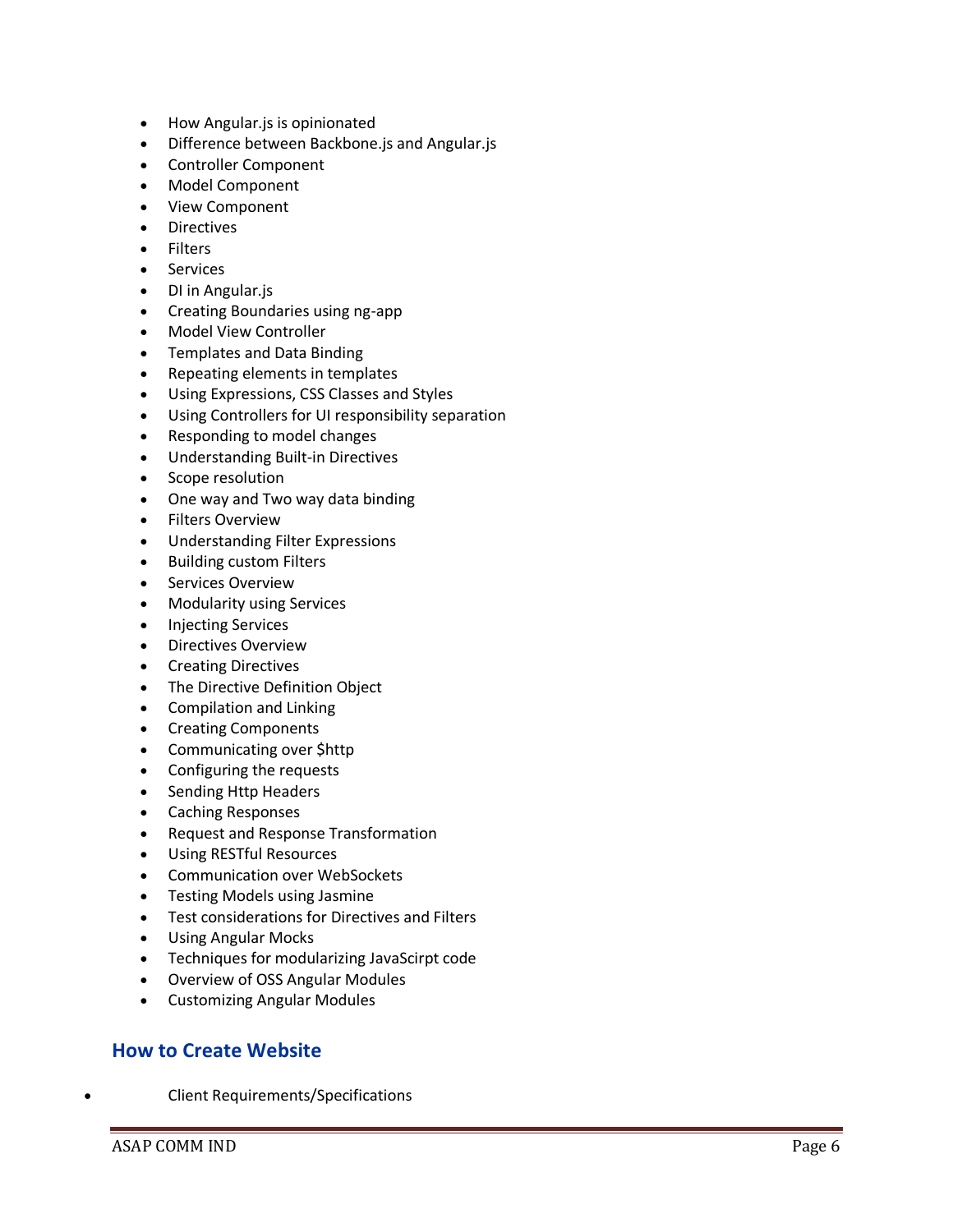- How Angular.js is opinionated
- Difference between Backbone.js and Angular.js
- Controller Component
- Model Component
- View Component
- Directives
- Filters
- Services
- DI in Angular.js
- Creating Boundaries using ng-app
- Model View Controller
- Templates and Data Binding
- Repeating elements in templates
- Using Expressions, CSS Classes and Styles
- Using Controllers for UI responsibility separation
- Responding to model changes
- Understanding Built-in Directives
- Scope resolution
- One way and Two way data binding
- Filters Overview
- Understanding Filter Expressions
- Building custom Filters
- Services Overview
- Modularity using Services
- Injecting Services
- Directives Overview
- Creating Directives
- The Directive Definition Object
- Compilation and Linking
- Creating Components
- Communicating over $http
- Configuring the requests
- Sending Http Headers
- Caching Responses
- Request and Response Transformation
- Using RESTful Resources
- Communication over WebSockets
- Testing Models using Jasmine
- Test considerations for Directives and Filters
- Using Angular Mocks
- Techniques for modularizing JavaScirpt code
- Overview of OSS Angular Modules
- Customizing Angular Modules

## How to Create Website

- Client Requirements/Specifications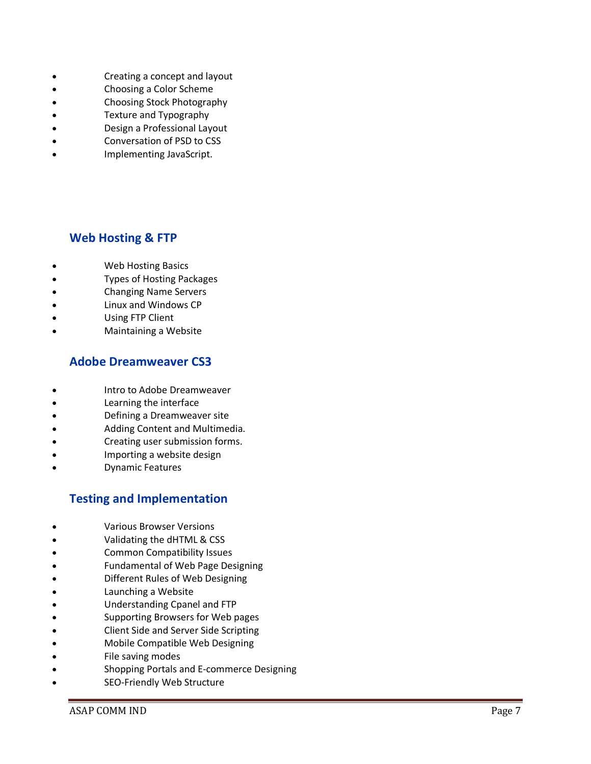- Creating a concept and layout
- Choosing a Color Scheme
- Choosing Stock Photography
- Texture and Typography
- Design a Professional Layout
- Conversation of PSD to CSS
- Implementing JavaScript.

## Web Hosting & FTP

- Web Hosting Basics
- Types of Hosting Packages
- Changing Name Servers
- Linux and Windows CP
- Using FTP Client
- Maintaining a Website

## Adobe Dreamweaver CS3

- Intro to Adobe Dreamweaver
- Learning the interface
- Defining a Dreamweaver site
- Adding Content and Multimedia.
- Creating user submission forms.
- Importing a website design
- Dynamic Features

## Testing and Implementation

- Various Browser Versions
- Validating the dHTML & CSS
- Common Compatibility Issues
- Fundamental of Web Page Designing
- Different Rules of Web Designing
- Launching a Website
- Understanding Cpanel and FTP
- Supporting Browsers for Web pages
- Client Side and Server Side Scripting
- Mobile Compatible Web Designing
- File saving modes
- Shopping Portals and E-commerce Designing
- SEO-Friendly Web Structure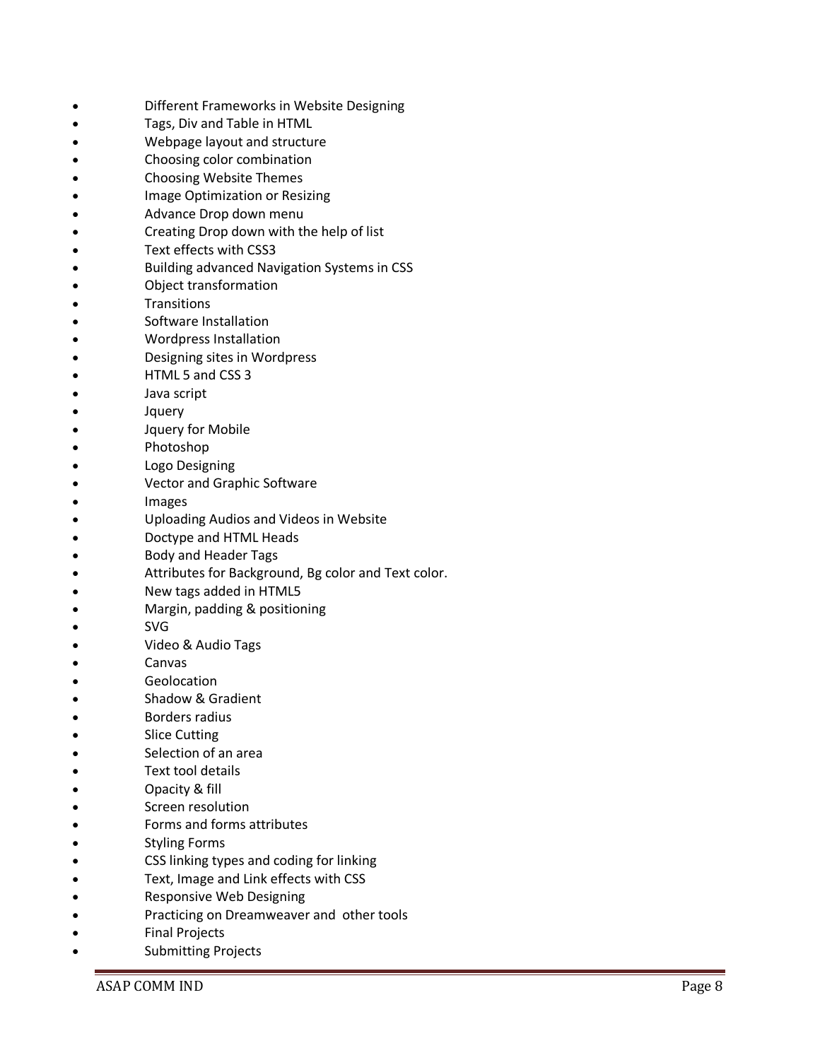- Different Frameworks in Website Designing
- Tags, Div and Table in HTML
- Webpage layout and structure
- Choosing color combination
- Choosing Website Themes
- Image Optimization or Resizing
- Advance Drop down menu
- Creating Drop down with the help of list
- Text effects with CSS3
- Building advanced Navigation Systems in CSS
- Object transformation
- Transitions
- Software Installation
- Wordpress Installation
- Designing sites in Wordpress
- HTML 5 and CSS 3
- Java script
- Jquery
- Jquery for Mobile
- Photoshop
- Logo Designing
- Vector and Graphic Software
- Images
- Uploading Audios and Videos in Website
- Doctype and HTML Heads
- Body and Header Tags
- Attributes for Background, Bg color and Text color.
- New tags added in HTML5
- Margin, padding & positioning
- SVG
- Video & Audio Tags
- Canvas
- Geolocation
- Shadow & Gradient
- Borders radius
- Slice Cutting
- Selection of an area
- Text tool details
- Opacity & fill
- Screen resolution
- Forms and forms attributes
- Styling Forms
- CSS linking types and coding for linking
- Text, Image and Link effects with CSS
- Responsive Web Designing
- Practicing on Dreamweaver and other tools
- Final Projects
- Submitting Projects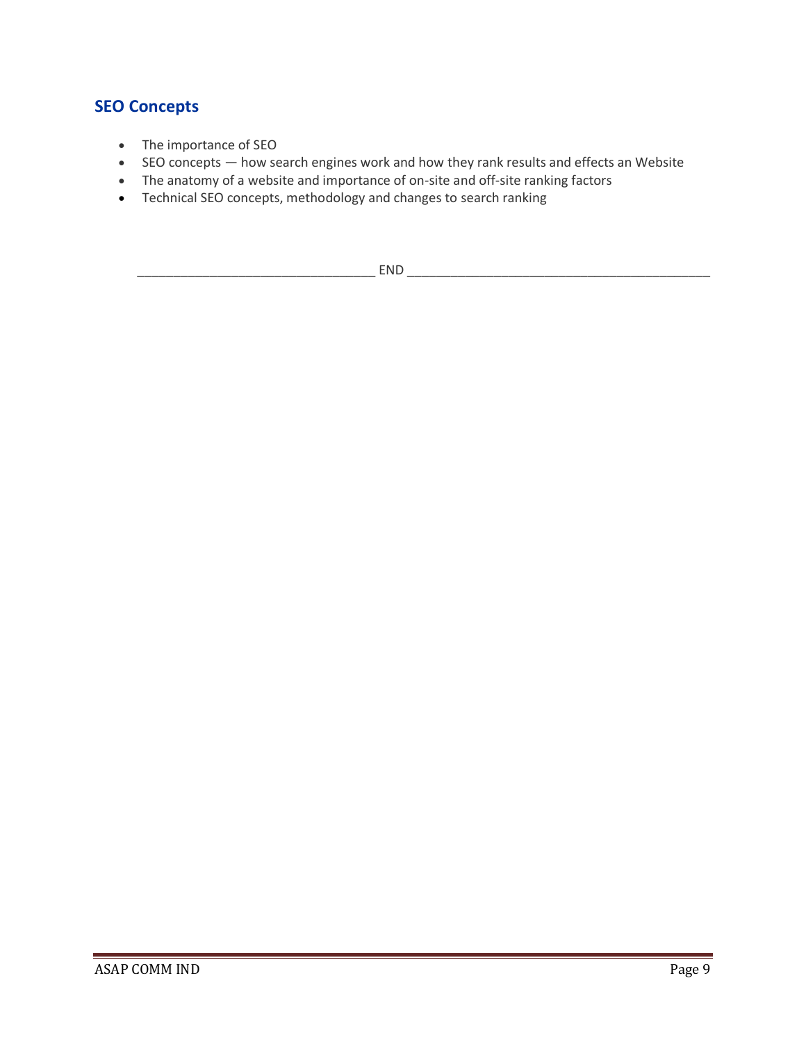## SEO Concepts

- The importance of SEO
- SEO concepts — how search engines work and how they rank results and effects an Website
- The anatomy of a website and importance of on-site and off-site ranking factors
- Technical SEO concepts, methodology and changes to search ranking

________________________________ END __________________________________________